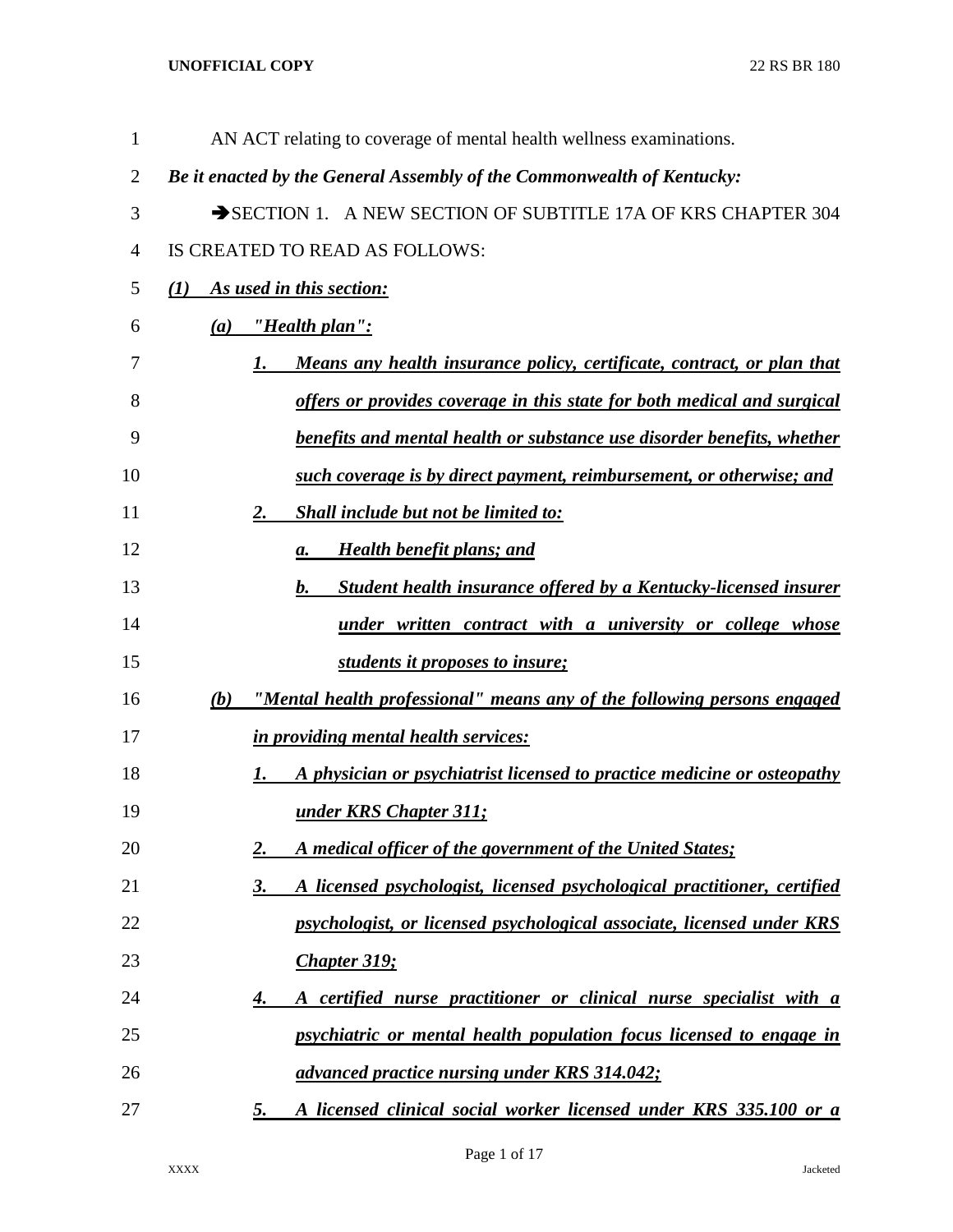AN ACT relating to coverage of mental health wellness examinations.

***Be it enacted by the General Assembly of the Commonwealth of Kentucky:***

➔SECTION 1. A NEW SECTION OF SUBTITLE 17A OF KRS CHAPTER 304 IS CREATED TO READ AS FOLLOWS:

***(1) As used in this section:***

***(a) "Health plan":***

***1. Means any health insurance policy, certificate, contract, or plan that offers or provides coverage in this state for both medical and surgical benefits and mental health or substance use disorder benefits, whether such coverage is by direct payment, reimbursement, or otherwise; and***

***2. Shall include but not be limited to:***

***a. Health benefit plans; and***

***b. Student health insurance offered by a Kentucky-licensed insurer under written contract with a university or college whose students it proposes to insure;***

***(b) "Mental health professional" means any of the following persons engaged in providing mental health services:***

***1. A physician or psychiatrist licensed to practice medicine or osteopathy under KRS Chapter 311;***

***2. A medical officer of the government of the United States;***

***3. A licensed psychologist, licensed psychological practitioner, certified psychologist, or licensed psychological associate, licensed under KRS Chapter 319;***

***4. A certified nurse practitioner or clinical nurse specialist with a psychiatric or mental health population focus licensed to engage in advanced practice nursing under KRS 314.042;***

***5. A licensed clinical social worker licensed under KRS 335.100 or a***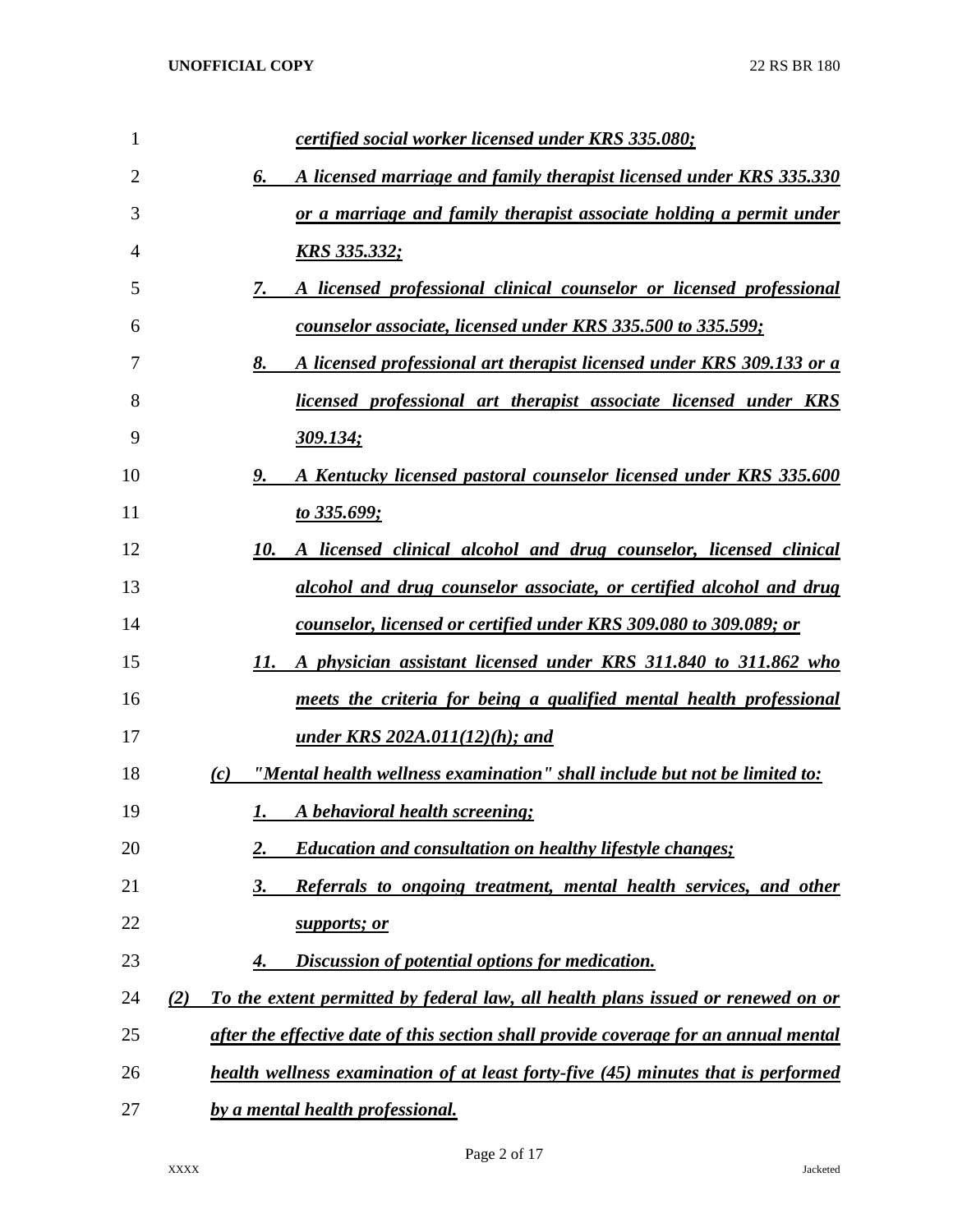*certified social worker licensed under KRS 335.080;*

*6. A licensed marriage and family therapist licensed under KRS 335.330 or a marriage and family therapist associate holding a permit under KRS 335.332;*

*7. A licensed professional clinical counselor or licensed professional counselor associate, licensed under KRS 335.500 to 335.599;*

*8. A licensed professional art therapist licensed under KRS 309.133 or a licensed professional art therapist associate licensed under KRS 309.134;*

*9. A Kentucky licensed pastoral counselor licensed under KRS 335.600 to 335.699;*

*10. A licensed clinical alcohol and drug counselor, licensed clinical alcohol and drug counselor associate, or certified alcohol and drug counselor, licensed or certified under KRS 309.080 to 309.089; or*

*11. A physician assistant licensed under KRS 311.840 to 311.862 who meets the criteria for being a qualified mental health professional under KRS 202A.011(12)(h); and*

*(c) "Mental health wellness examination" shall include but not be limited to:*

*1. A behavioral health screening;*

*2. Education and consultation on healthy lifestyle changes;*

*3. Referrals to ongoing treatment, mental health services, and other supports; or*

*4. Discussion of potential options for medication.*

*(2) To the extent permitted by federal law, all health plans issued or renewed on or after the effective date of this section shall provide coverage for an annual mental health wellness examination of at least forty-five (45) minutes that is performed by a mental health professional.*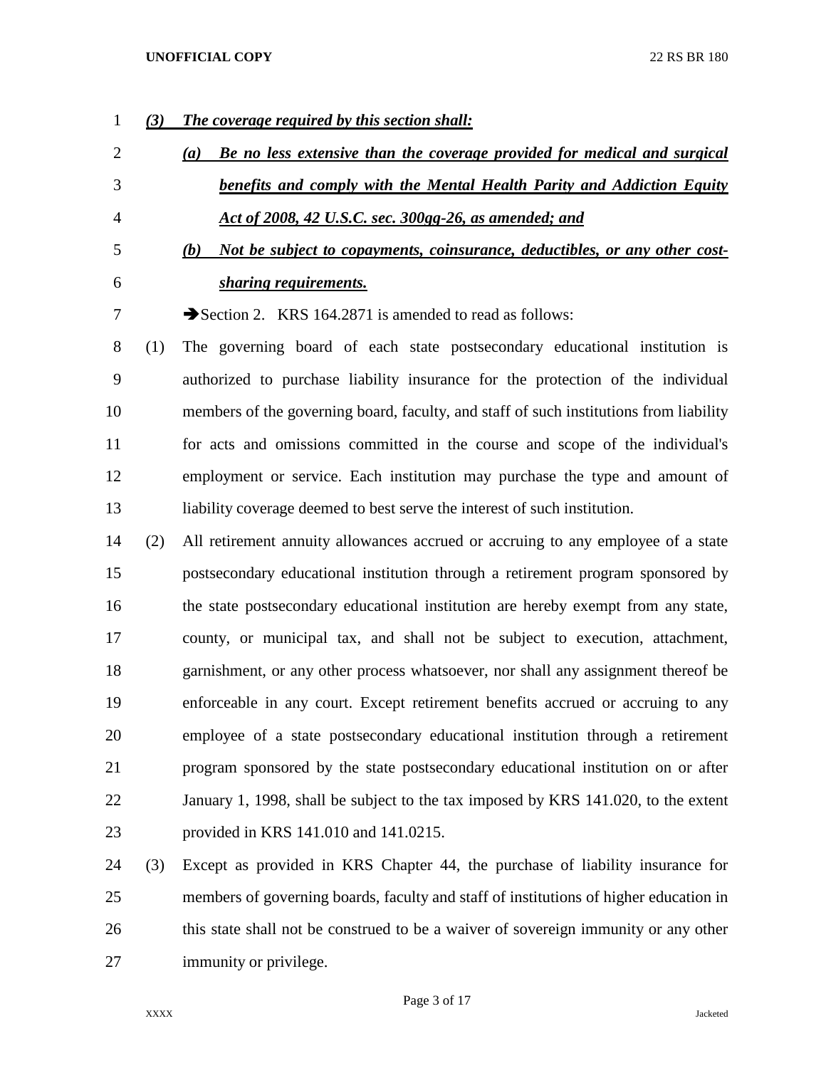***(3) The coverage required by this section shall:***

***(a) Be no less extensive than the coverage provided for medical and surgical benefits and comply with the Mental Health Parity and Addiction Equity Act of 2008, 42 U.S.C. sec. 300gg-26, as amended; and***

***(b) Not be subject to copayments, coinsurance, deductibles, or any other cost-sharing requirements.***

➔Section 2. KRS 164.2871 is amended to read as follows:

(1) The governing board of each state postsecondary educational institution is authorized to purchase liability insurance for the protection of the individual members of the governing board, faculty, and staff of such institutions from liability for acts and omissions committed in the course and scope of the individual's employment or service. Each institution may purchase the type and amount of liability coverage deemed to best serve the interest of such institution.

(2) All retirement annuity allowances accrued or accruing to any employee of a state postsecondary educational institution through a retirement program sponsored by the state postsecondary educational institution are hereby exempt from any state, county, or municipal tax, and shall not be subject to execution, attachment, garnishment, or any other process whatsoever, nor shall any assignment thereof be enforceable in any court. Except retirement benefits accrued or accruing to any employee of a state postsecondary educational institution through a retirement program sponsored by the state postsecondary educational institution on or after January 1, 1998, shall be subject to the tax imposed by KRS 141.020, to the extent provided in KRS 141.010 and 141.0215.

(3) Except as provided in KRS Chapter 44, the purchase of liability insurance for members of governing boards, faculty and staff of institutions of higher education in this state shall not be construed to be a waiver of sovereign immunity or any other immunity or privilege.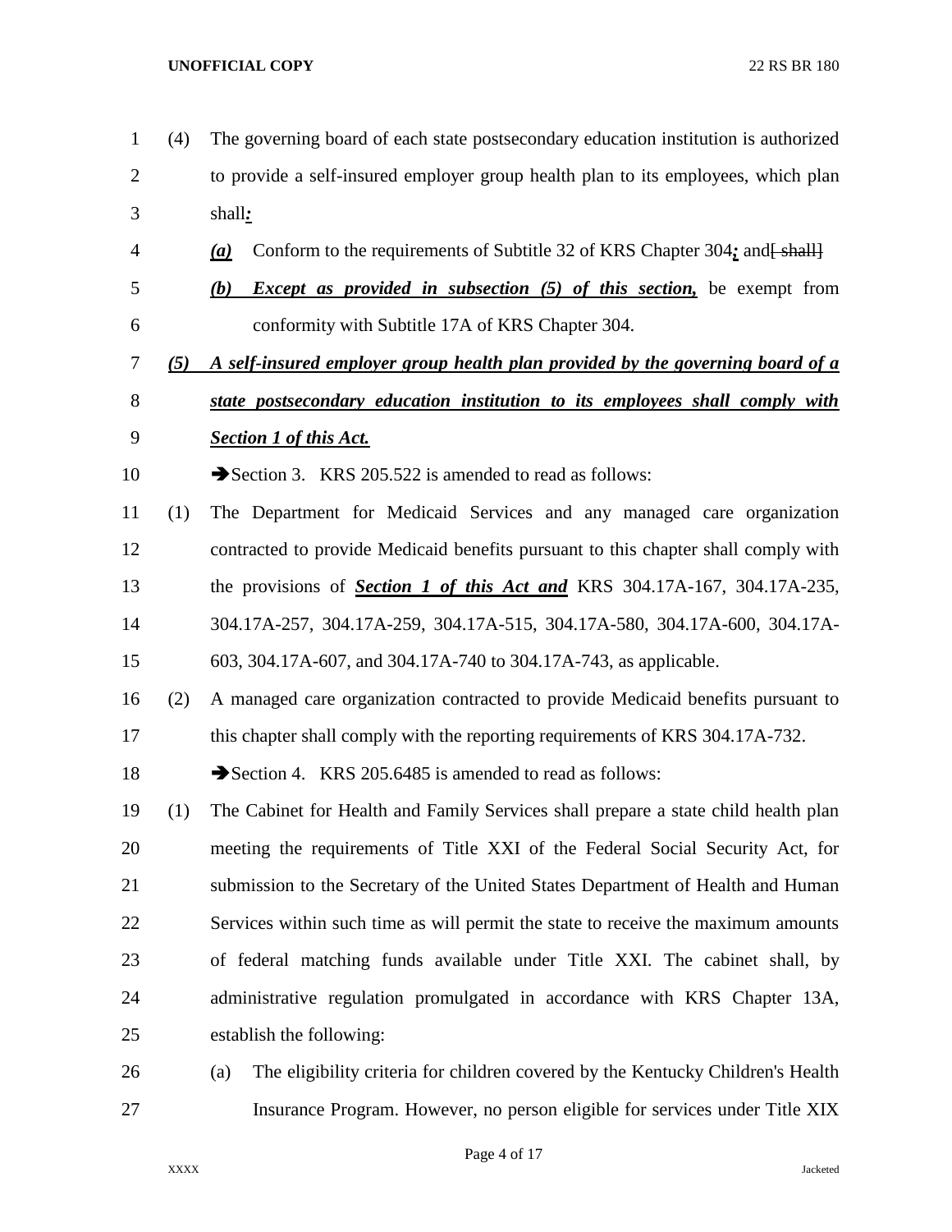(4) The governing board of each state postsecondary education institution is authorized to provide a self-insured employer group health plan to its employees, which plan shall***:***

***(a)*** Conform to the requirements of Subtitle 32 of KRS Chapter 304***;*** and~~[ shall]~~

***(b)*** ***Except as provided in subsection (5) of this section,*** be exempt from conformity with Subtitle 17A of KRS Chapter 304.

***(5)*** ***A self-insured employer group health plan provided by the governing board of a state postsecondary education institution to its employees shall comply with Section 1 of this Act.***

➔Section 3. KRS 205.522 is amended to read as follows:

(1) The Department for Medicaid Services and any managed care organization contracted to provide Medicaid benefits pursuant to this chapter shall comply with the provisions of ***Section 1 of this Act and*** KRS 304.17A-167, 304.17A-235, 304.17A-257, 304.17A-259, 304.17A-515, 304.17A-580, 304.17A-600, 304.17A-603, 304.17A-607, and 304.17A-740 to 304.17A-743, as applicable.

(2) A managed care organization contracted to provide Medicaid benefits pursuant to this chapter shall comply with the reporting requirements of KRS 304.17A-732.

➔Section 4. KRS 205.6485 is amended to read as follows:

(1) The Cabinet for Health and Family Services shall prepare a state child health plan meeting the requirements of Title XXI of the Federal Social Security Act, for submission to the Secretary of the United States Department of Health and Human Services within such time as will permit the state to receive the maximum amounts of federal matching funds available under Title XXI. The cabinet shall, by administrative regulation promulgated in accordance with KRS Chapter 13A, establish the following:

(a) The eligibility criteria for children covered by the Kentucky Children's Health Insurance Program. However, no person eligible for services under Title XIX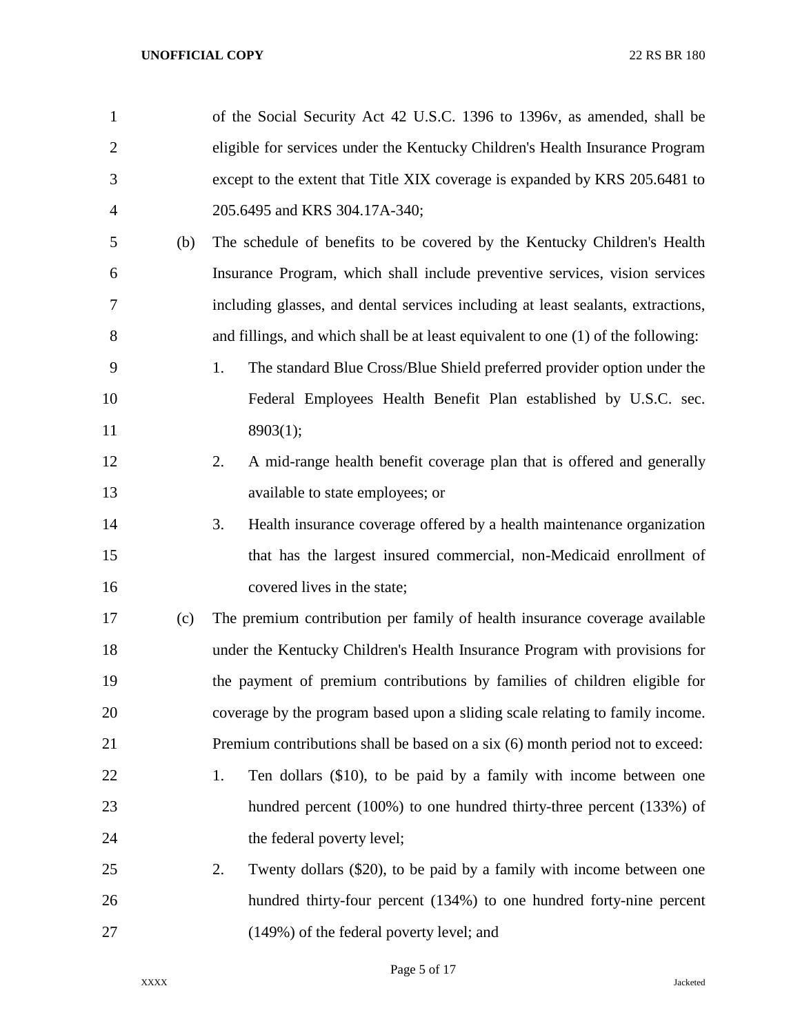of the Social Security Act 42 U.S.C. 1396 to 1396v, as amended, shall be eligible for services under the Kentucky Children's Health Insurance Program except to the extent that Title XIX coverage is expanded by KRS 205.6481 to 205.6495 and KRS 304.17A-340;

(b) The schedule of benefits to be covered by the Kentucky Children's Health Insurance Program, which shall include preventive services, vision services including glasses, and dental services including at least sealants, extractions, and fillings, and which shall be at least equivalent to one (1) of the following:

1. The standard Blue Cross/Blue Shield preferred provider option under the Federal Employees Health Benefit Plan established by U.S.C. sec. 8903(1);
2. A mid-range health benefit coverage plan that is offered and generally available to state employees; or
3. Health insurance coverage offered by a health maintenance organization that has the largest insured commercial, non-Medicaid enrollment of covered lives in the state;

(c) The premium contribution per family of health insurance coverage available under the Kentucky Children's Health Insurance Program with provisions for the payment of premium contributions by families of children eligible for coverage by the program based upon a sliding scale relating to family income. Premium contributions shall be based on a six (6) month period not to exceed:

1. Ten dollars ($10), to be paid by a family with income between one hundred percent (100%) to one hundred thirty-three percent (133%) of the federal poverty level;
2. Twenty dollars ($20), to be paid by a family with income between one hundred thirty-four percent (134%) to one hundred forty-nine percent (149%) of the federal poverty level; and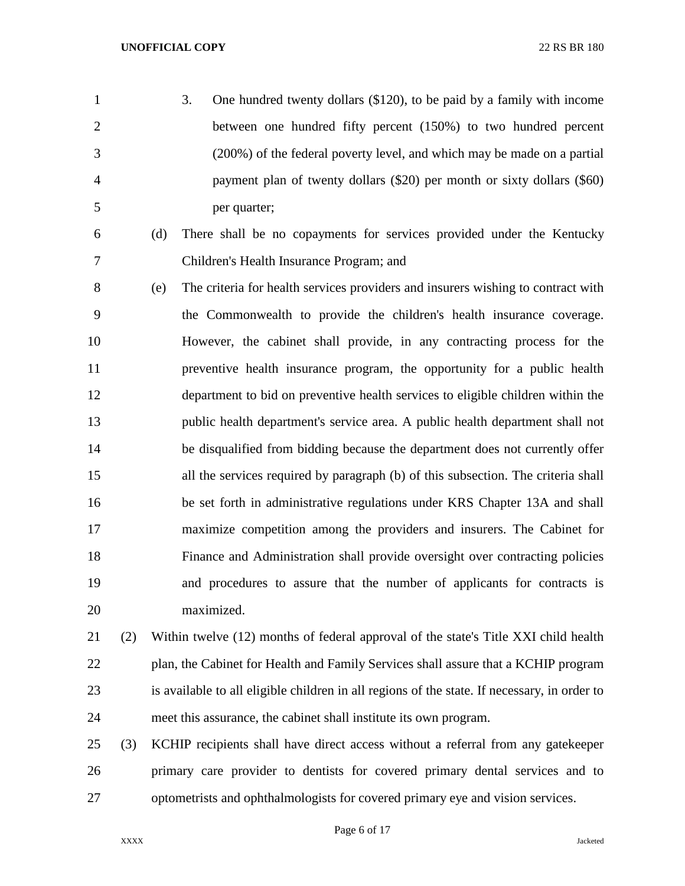3. One hundred twenty dollars ($120), to be paid by a family with income between one hundred fifty percent (150%) to two hundred percent (200%) of the federal poverty level, and which may be made on a partial payment plan of twenty dollars ($20) per month or sixty dollars ($60) per quarter;

(d) There shall be no copayments for services provided under the Kentucky Children's Health Insurance Program; and

(e) The criteria for health services providers and insurers wishing to contract with the Commonwealth to provide the children's health insurance coverage. However, the cabinet shall provide, in any contracting process for the preventive health insurance program, the opportunity for a public health department to bid on preventive health services to eligible children within the public health department's service area. A public health department shall not be disqualified from bidding because the department does not currently offer all the services required by paragraph (b) of this subsection. The criteria shall be set forth in administrative regulations under KRS Chapter 13A and shall maximize competition among the providers and insurers. The Cabinet for Finance and Administration shall provide oversight over contracting policies and procedures to assure that the number of applicants for contracts is maximized.

(2) Within twelve (12) months of federal approval of the state's Title XXI child health plan, the Cabinet for Health and Family Services shall assure that a KCHIP program is available to all eligible children in all regions of the state. If necessary, in order to meet this assurance, the cabinet shall institute its own program.

(3) KCHIP recipients shall have direct access without a referral from any gatekeeper primary care provider to dentists for covered primary dental services and to optometrists and ophthalmologists for covered primary eye and vision services.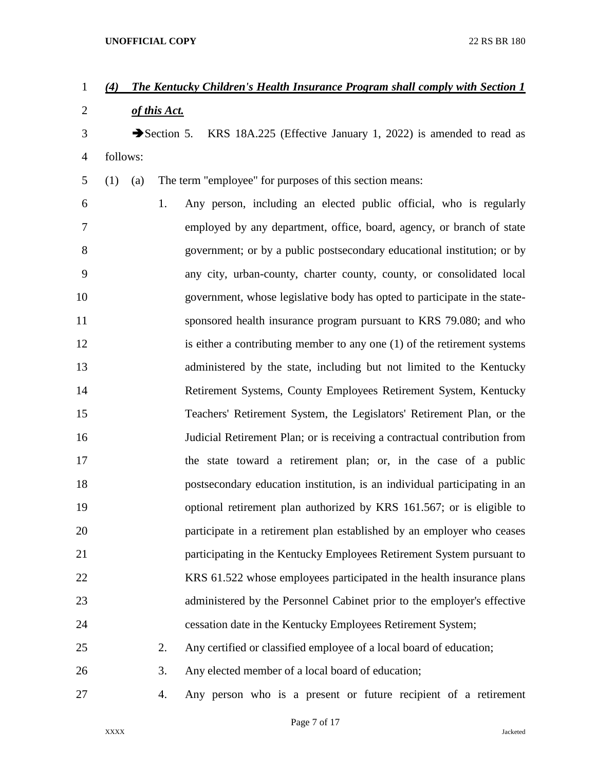***(4) The Kentucky Children's Health Insurance Program shall comply with Section 1 of this Act.***

➔Section 5. KRS 18A.225 (Effective January 1, 2022) is amended to read as follows:

(1) (a) The term "employee" for purposes of this section means:

1. Any person, including an elected public official, who is regularly employed by any department, office, board, agency, or branch of state government; or by a public postsecondary educational institution; or by any city, urban-county, charter county, county, or consolidated local government, whose legislative body has opted to participate in the state-sponsored health insurance program pursuant to KRS 79.080; and who is either a contributing member to any one (1) of the retirement systems administered by the state, including but not limited to the Kentucky Retirement Systems, County Employees Retirement System, Kentucky Teachers' Retirement System, the Legislators' Retirement Plan, or the Judicial Retirement Plan; or is receiving a contractual contribution from the state toward a retirement plan; or, in the case of a public postsecondary education institution, is an individual participating in an optional retirement plan authorized by KRS 161.567; or is eligible to participate in a retirement plan established by an employer who ceases participating in the Kentucky Employees Retirement System pursuant to KRS 61.522 whose employees participated in the health insurance plans administered by the Personnel Cabinet prior to the employer's effective cessation date in the Kentucky Employees Retirement System;

2. Any certified or classified employee of a local board of education;

3. Any elected member of a local board of education;

4. Any person who is a present or future recipient of a retirement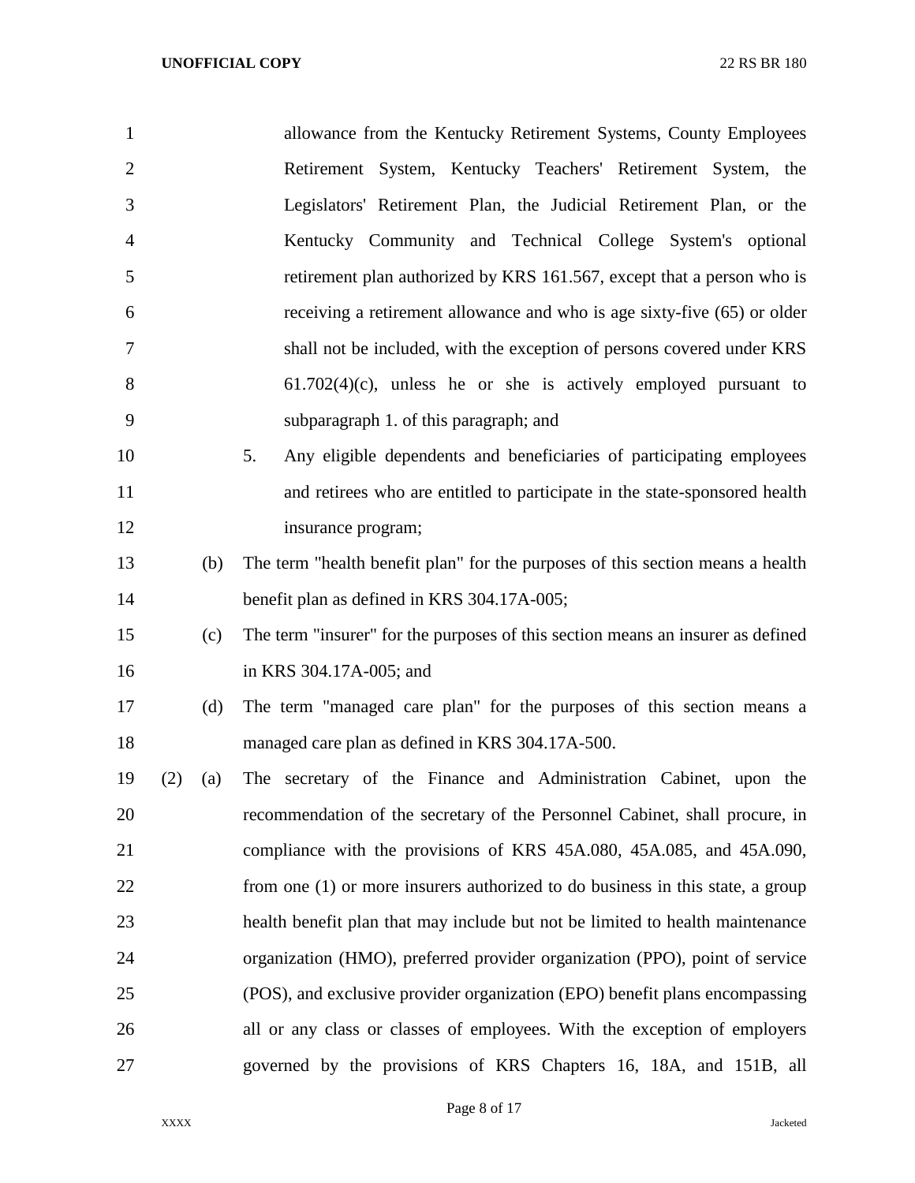allowance from the Kentucky Retirement Systems, County Employees Retirement System, Kentucky Teachers' Retirement System, the Legislators' Retirement Plan, the Judicial Retirement Plan, or the Kentucky Community and Technical College System's optional retirement plan authorized by KRS 161.567, except that a person who is receiving a retirement allowance and who is age sixty-five (65) or older shall not be included, with the exception of persons covered under KRS 61.702(4)(c), unless he or she is actively employed pursuant to subparagraph 1. of this paragraph; and

5. Any eligible dependents and beneficiaries of participating employees and retirees who are entitled to participate in the state-sponsored health insurance program;

(b) The term "health benefit plan" for the purposes of this section means a health benefit plan as defined in KRS 304.17A-005;

(c) The term "insurer" for the purposes of this section means an insurer as defined in KRS 304.17A-005; and

(d) The term "managed care plan" for the purposes of this section means a managed care plan as defined in KRS 304.17A-500.

(2) (a) The secretary of the Finance and Administration Cabinet, upon the recommendation of the secretary of the Personnel Cabinet, shall procure, in compliance with the provisions of KRS 45A.080, 45A.085, and 45A.090, from one (1) or more insurers authorized to do business in this state, a group health benefit plan that may include but not be limited to health maintenance organization (HMO), preferred provider organization (PPO), point of service (POS), and exclusive provider organization (EPO) benefit plans encompassing all or any class or classes of employees. With the exception of employers governed by the provisions of KRS Chapters 16, 18A, and 151B, all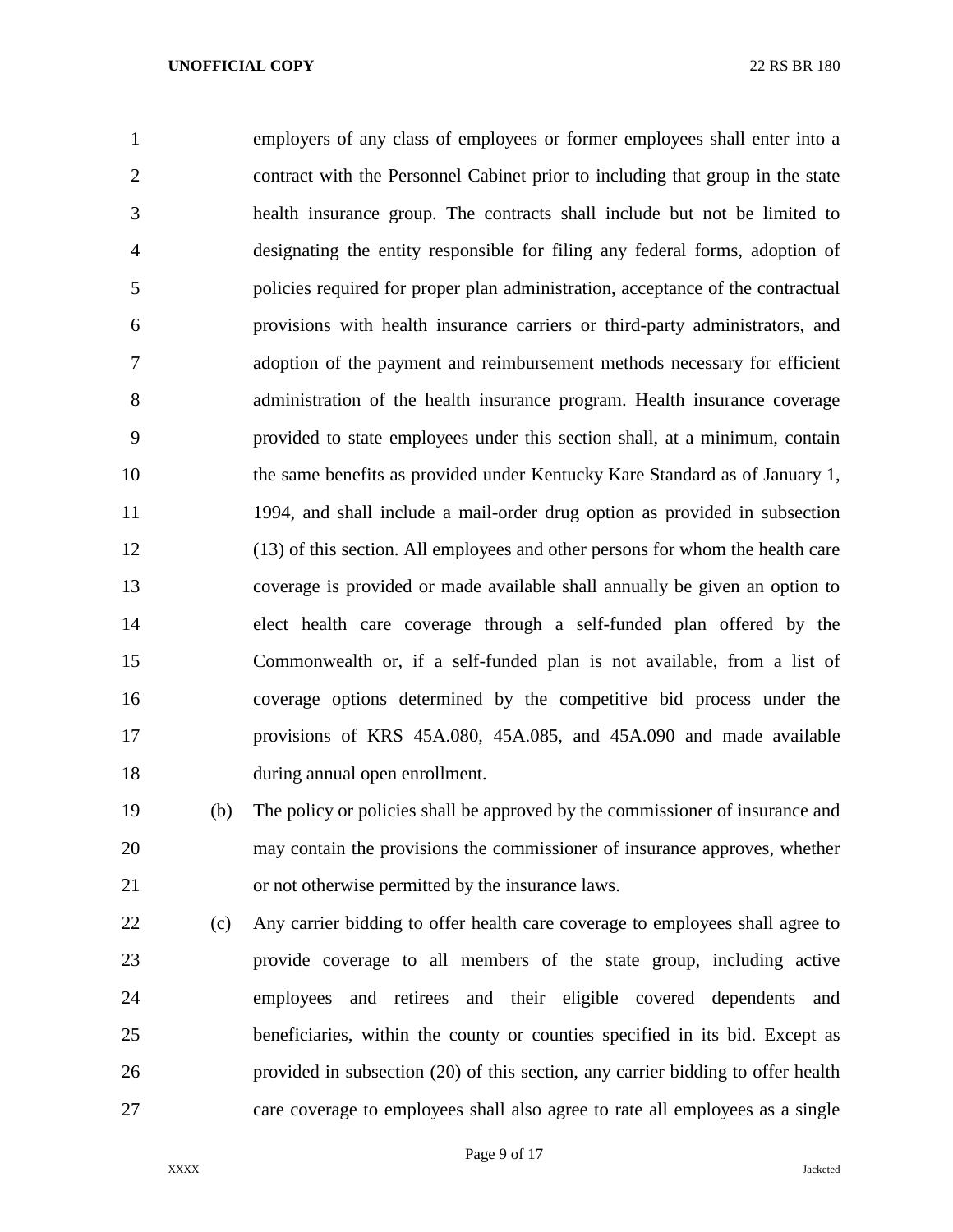employers of any class of employees or former employees shall enter into a contract with the Personnel Cabinet prior to including that group in the state health insurance group. The contracts shall include but not be limited to designating the entity responsible for filing any federal forms, adoption of policies required for proper plan administration, acceptance of the contractual provisions with health insurance carriers or third-party administrators, and adoption of the payment and reimbursement methods necessary for efficient administration of the health insurance program. Health insurance coverage provided to state employees under this section shall, at a minimum, contain the same benefits as provided under Kentucky Kare Standard as of January 1, 1994, and shall include a mail-order drug option as provided in subsection (13) of this section. All employees and other persons for whom the health care coverage is provided or made available shall annually be given an option to elect health care coverage through a self-funded plan offered by the Commonwealth or, if a self-funded plan is not available, from a list of coverage options determined by the competitive bid process under the provisions of KRS 45A.080, 45A.085, and 45A.090 and made available during annual open enrollment.

(b) The policy or policies shall be approved by the commissioner of insurance and may contain the provisions the commissioner of insurance approves, whether or not otherwise permitted by the insurance laws.

(c) Any carrier bidding to offer health care coverage to employees shall agree to provide coverage to all members of the state group, including active employees and retirees and their eligible covered dependents and beneficiaries, within the county or counties specified in its bid. Except as provided in subsection (20) of this section, any carrier bidding to offer health care coverage to employees shall also agree to rate all employees as a single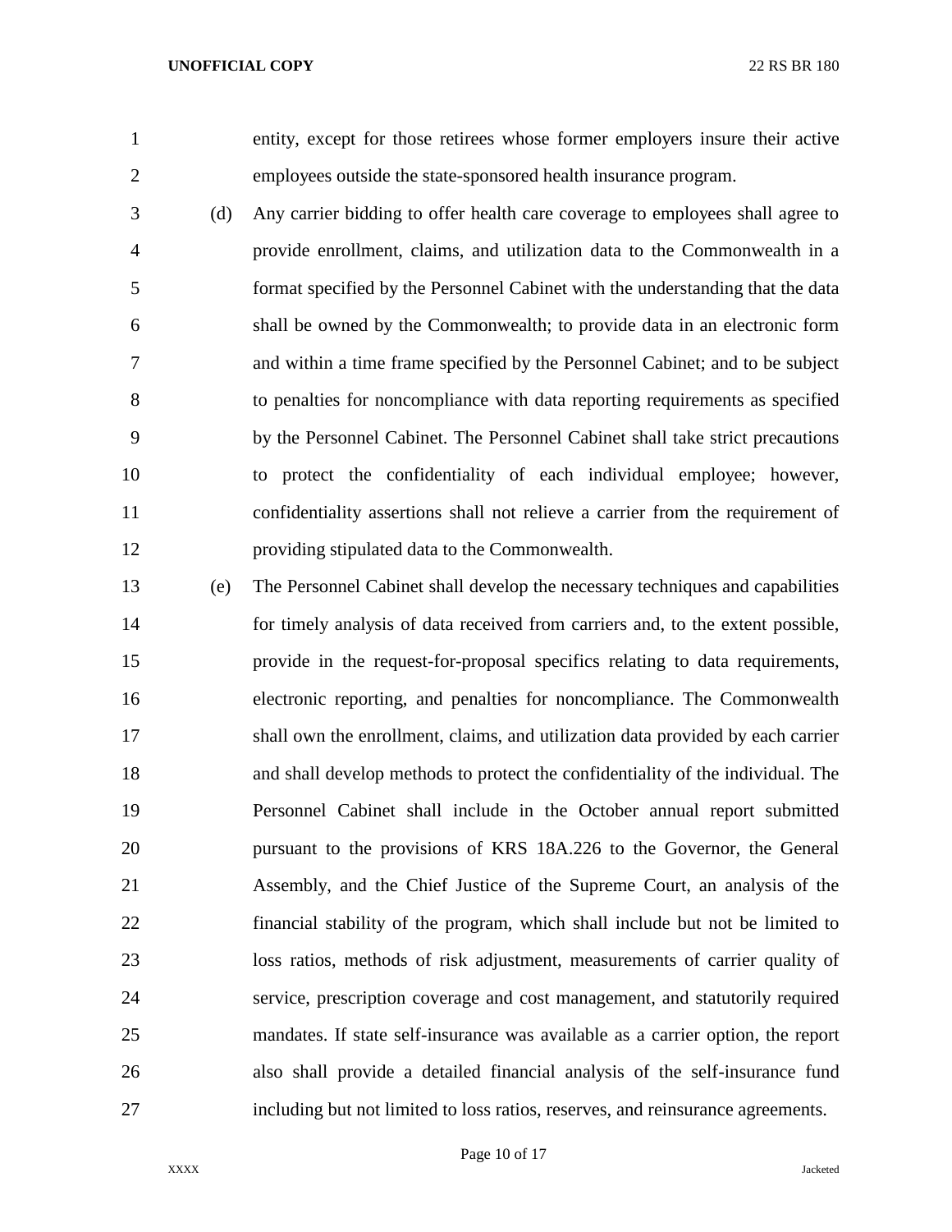entity, except for those retirees whose former employers insure their active employees outside the state-sponsored health insurance program.

(d) Any carrier bidding to offer health care coverage to employees shall agree to provide enrollment, claims, and utilization data to the Commonwealth in a format specified by the Personnel Cabinet with the understanding that the data shall be owned by the Commonwealth; to provide data in an electronic form and within a time frame specified by the Personnel Cabinet; and to be subject to penalties for noncompliance with data reporting requirements as specified by the Personnel Cabinet. The Personnel Cabinet shall take strict precautions to protect the confidentiality of each individual employee; however, confidentiality assertions shall not relieve a carrier from the requirement of providing stipulated data to the Commonwealth.

(e) The Personnel Cabinet shall develop the necessary techniques and capabilities for timely analysis of data received from carriers and, to the extent possible, provide in the request-for-proposal specifics relating to data requirements, electronic reporting, and penalties for noncompliance. The Commonwealth shall own the enrollment, claims, and utilization data provided by each carrier and shall develop methods to protect the confidentiality of the individual. The Personnel Cabinet shall include in the October annual report submitted pursuant to the provisions of KRS 18A.226 to the Governor, the General Assembly, and the Chief Justice of the Supreme Court, an analysis of the financial stability of the program, which shall include but not be limited to loss ratios, methods of risk adjustment, measurements of carrier quality of service, prescription coverage and cost management, and statutorily required mandates. If state self-insurance was available as a carrier option, the report also shall provide a detailed financial analysis of the self-insurance fund including but not limited to loss ratios, reserves, and reinsurance agreements.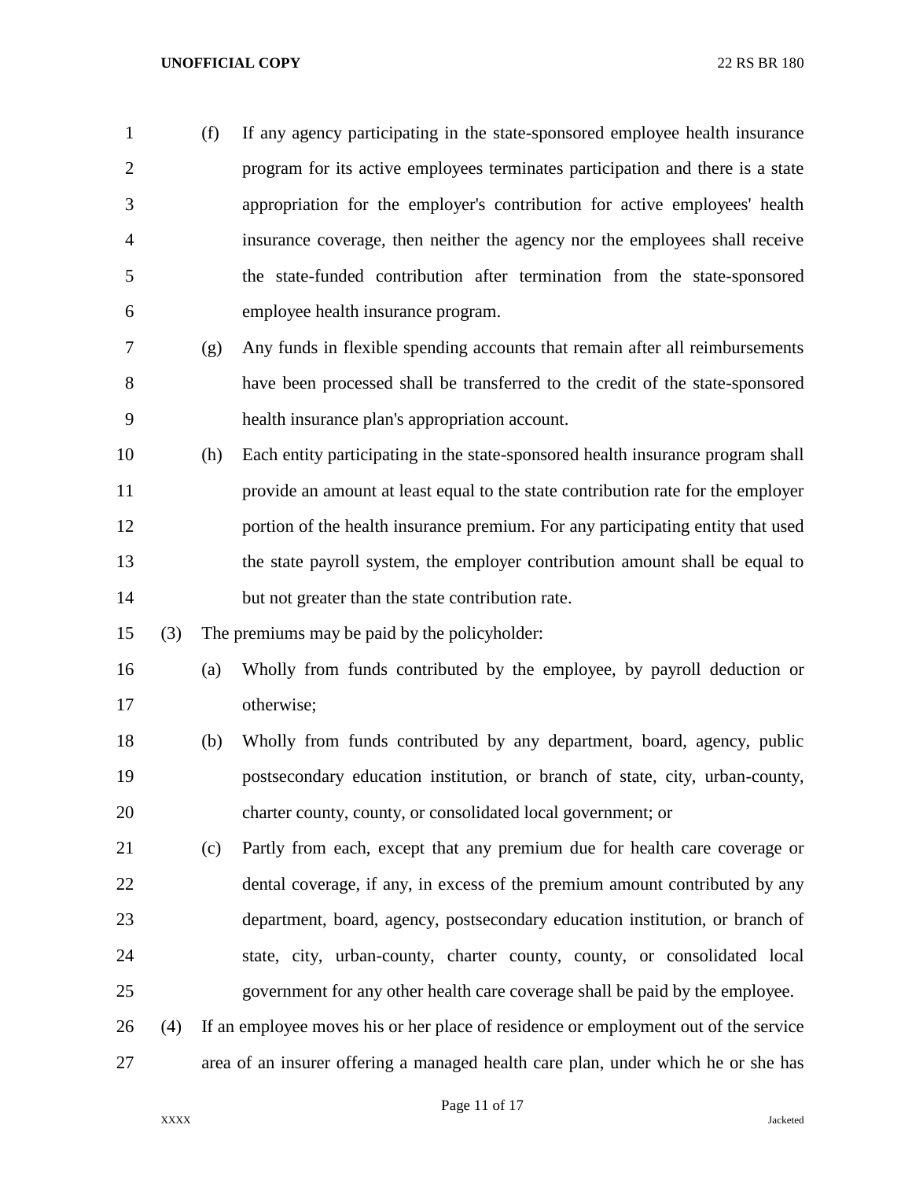(f) If any agency participating in the state-sponsored employee health insurance program for its active employees terminates participation and there is a state appropriation for the employer's contribution for active employees' health insurance coverage, then neither the agency nor the employees shall receive the state-funded contribution after termination from the state-sponsored employee health insurance program.

(g) Any funds in flexible spending accounts that remain after all reimbursements have been processed shall be transferred to the credit of the state-sponsored health insurance plan's appropriation account.

(h) Each entity participating in the state-sponsored health insurance program shall provide an amount at least equal to the state contribution rate for the employer portion of the health insurance premium. For any participating entity that used the state payroll system, the employer contribution amount shall be equal to but not greater than the state contribution rate.

(3) The premiums may be paid by the policyholder:

(a) Wholly from funds contributed by the employee, by payroll deduction or otherwise;

(b) Wholly from funds contributed by any department, board, agency, public postsecondary education institution, or branch of state, city, urban-county, charter county, county, or consolidated local government; or

(c) Partly from each, except that any premium due for health care coverage or dental coverage, if any, in excess of the premium amount contributed by any department, board, agency, postsecondary education institution, or branch of state, city, urban-county, charter county, county, or consolidated local government for any other health care coverage shall be paid by the employee.

(4) If an employee moves his or her place of residence or employment out of the service area of an insurer offering a managed health care plan, under which he or she has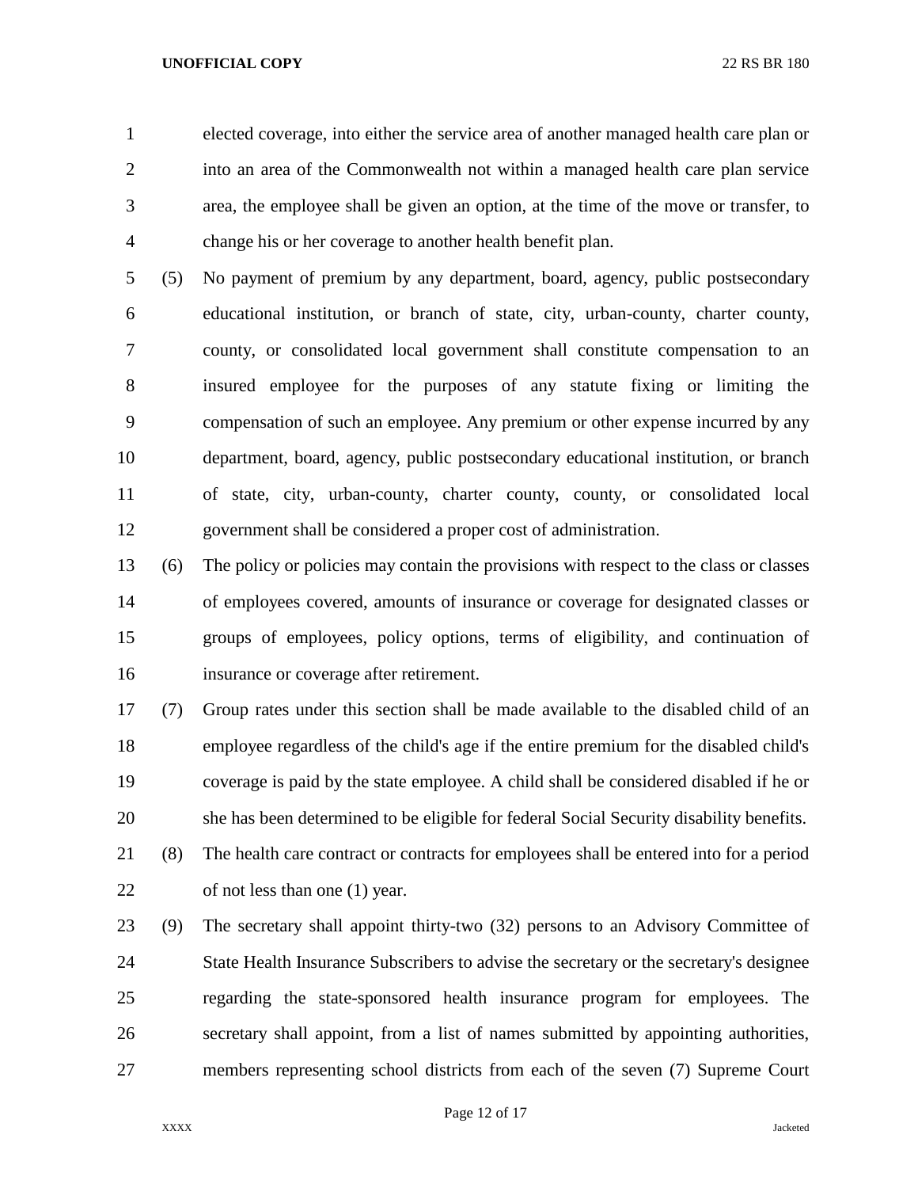elected coverage, into either the service area of another managed health care plan or into an area of the Commonwealth not within a managed health care plan service area, the employee shall be given an option, at the time of the move or transfer, to change his or her coverage to another health benefit plan.

(5) No payment of premium by any department, board, agency, public postsecondary educational institution, or branch of state, city, urban-county, charter county, county, or consolidated local government shall constitute compensation to an insured employee for the purposes of any statute fixing or limiting the compensation of such an employee. Any premium or other expense incurred by any department, board, agency, public postsecondary educational institution, or branch of state, city, urban-county, charter county, county, or consolidated local government shall be considered a proper cost of administration.

(6) The policy or policies may contain the provisions with respect to the class or classes of employees covered, amounts of insurance or coverage for designated classes or groups of employees, policy options, terms of eligibility, and continuation of insurance or coverage after retirement.

(7) Group rates under this section shall be made available to the disabled child of an employee regardless of the child's age if the entire premium for the disabled child's coverage is paid by the state employee. A child shall be considered disabled if he or she has been determined to be eligible for federal Social Security disability benefits.

(8) The health care contract or contracts for employees shall be entered into for a period of not less than one (1) year.

(9) The secretary shall appoint thirty-two (32) persons to an Advisory Committee of State Health Insurance Subscribers to advise the secretary or the secretary's designee regarding the state-sponsored health insurance program for employees. The secretary shall appoint, from a list of names submitted by appointing authorities, members representing school districts from each of the seven (7) Supreme Court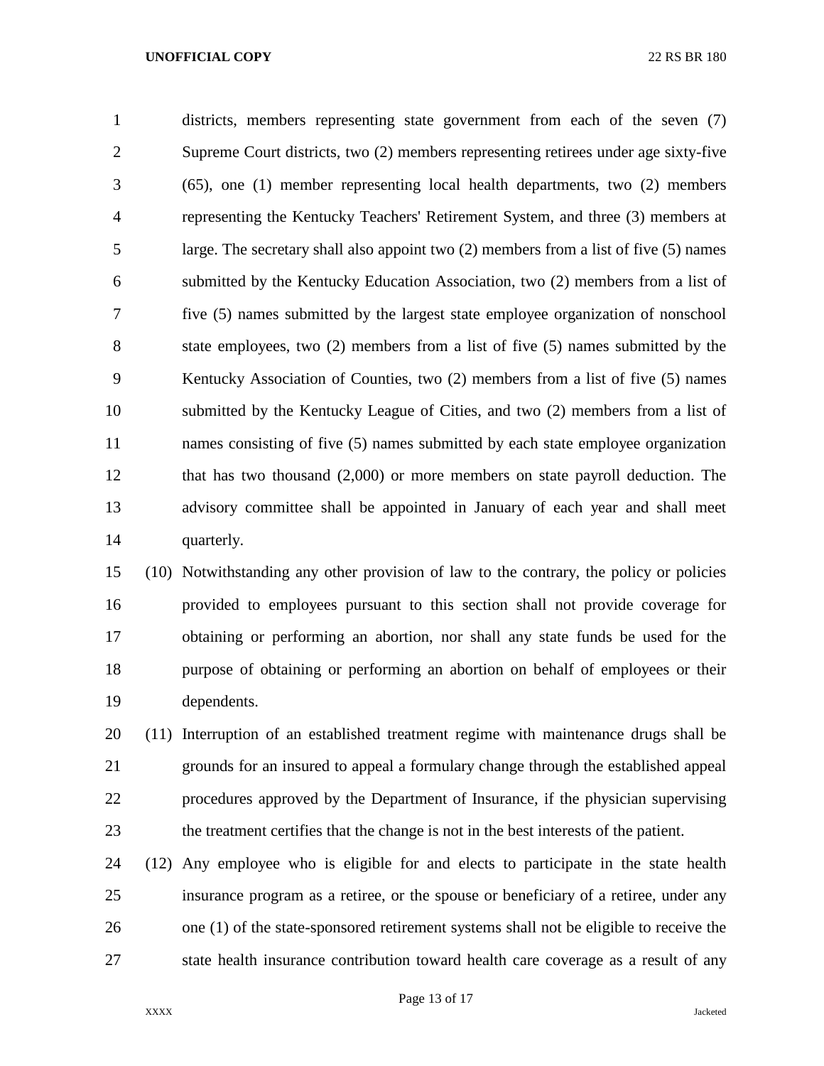districts, members representing state government from each of the seven (7) Supreme Court districts, two (2) members representing retirees under age sixty-five (65), one (1) member representing local health departments, two (2) members representing the Kentucky Teachers' Retirement System, and three (3) members at large. The secretary shall also appoint two (2) members from a list of five (5) names submitted by the Kentucky Education Association, two (2) members from a list of five (5) names submitted by the largest state employee organization of nonschool state employees, two (2) members from a list of five (5) names submitted by the Kentucky Association of Counties, two (2) members from a list of five (5) names submitted by the Kentucky League of Cities, and two (2) members from a list of names consisting of five (5) names submitted by each state employee organization that has two thousand (2,000) or more members on state payroll deduction. The advisory committee shall be appointed in January of each year and shall meet quarterly.

(10) Notwithstanding any other provision of law to the contrary, the policy or policies provided to employees pursuant to this section shall not provide coverage for obtaining or performing an abortion, nor shall any state funds be used for the purpose of obtaining or performing an abortion on behalf of employees or their dependents.

(11) Interruption of an established treatment regime with maintenance drugs shall be grounds for an insured to appeal a formulary change through the established appeal procedures approved by the Department of Insurance, if the physician supervising the treatment certifies that the change is not in the best interests of the patient.

(12) Any employee who is eligible for and elects to participate in the state health insurance program as a retiree, or the spouse or beneficiary of a retiree, under any one (1) of the state-sponsored retirement systems shall not be eligible to receive the state health insurance contribution toward health care coverage as a result of any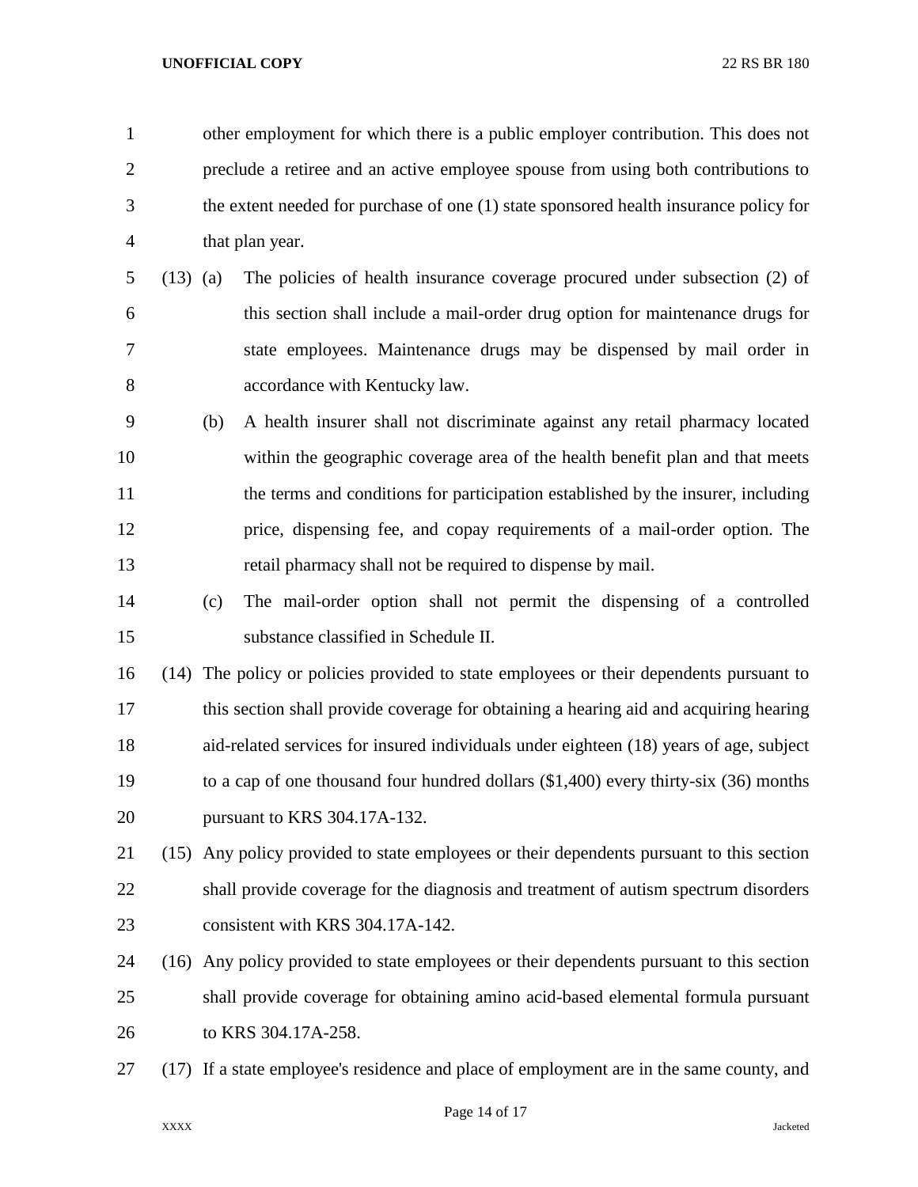other employment for which there is a public employer contribution. This does not preclude a retiree and an active employee spouse from using both contributions to the extent needed for purchase of one (1) state sponsored health insurance policy for that plan year.

(13) (a) The policies of health insurance coverage procured under subsection (2) of this section shall include a mail-order drug option for maintenance drugs for state employees. Maintenance drugs may be dispensed by mail order in accordance with Kentucky law.

(b) A health insurer shall not discriminate against any retail pharmacy located within the geographic coverage area of the health benefit plan and that meets the terms and conditions for participation established by the insurer, including price, dispensing fee, and copay requirements of a mail-order option. The retail pharmacy shall not be required to dispense by mail.

(c) The mail-order option shall not permit the dispensing of a controlled substance classified in Schedule II.

(14) The policy or policies provided to state employees or their dependents pursuant to this section shall provide coverage for obtaining a hearing aid and acquiring hearing aid-related services for insured individuals under eighteen (18) years of age, subject to a cap of one thousand four hundred dollars ($1,400) every thirty-six (36) months pursuant to KRS 304.17A-132.

(15) Any policy provided to state employees or their dependents pursuant to this section shall provide coverage for the diagnosis and treatment of autism spectrum disorders consistent with KRS 304.17A-142.

(16) Any policy provided to state employees or their dependents pursuant to this section shall provide coverage for obtaining amino acid-based elemental formula pursuant to KRS 304.17A-258.

(17) If a state employee's residence and place of employment are in the same county, and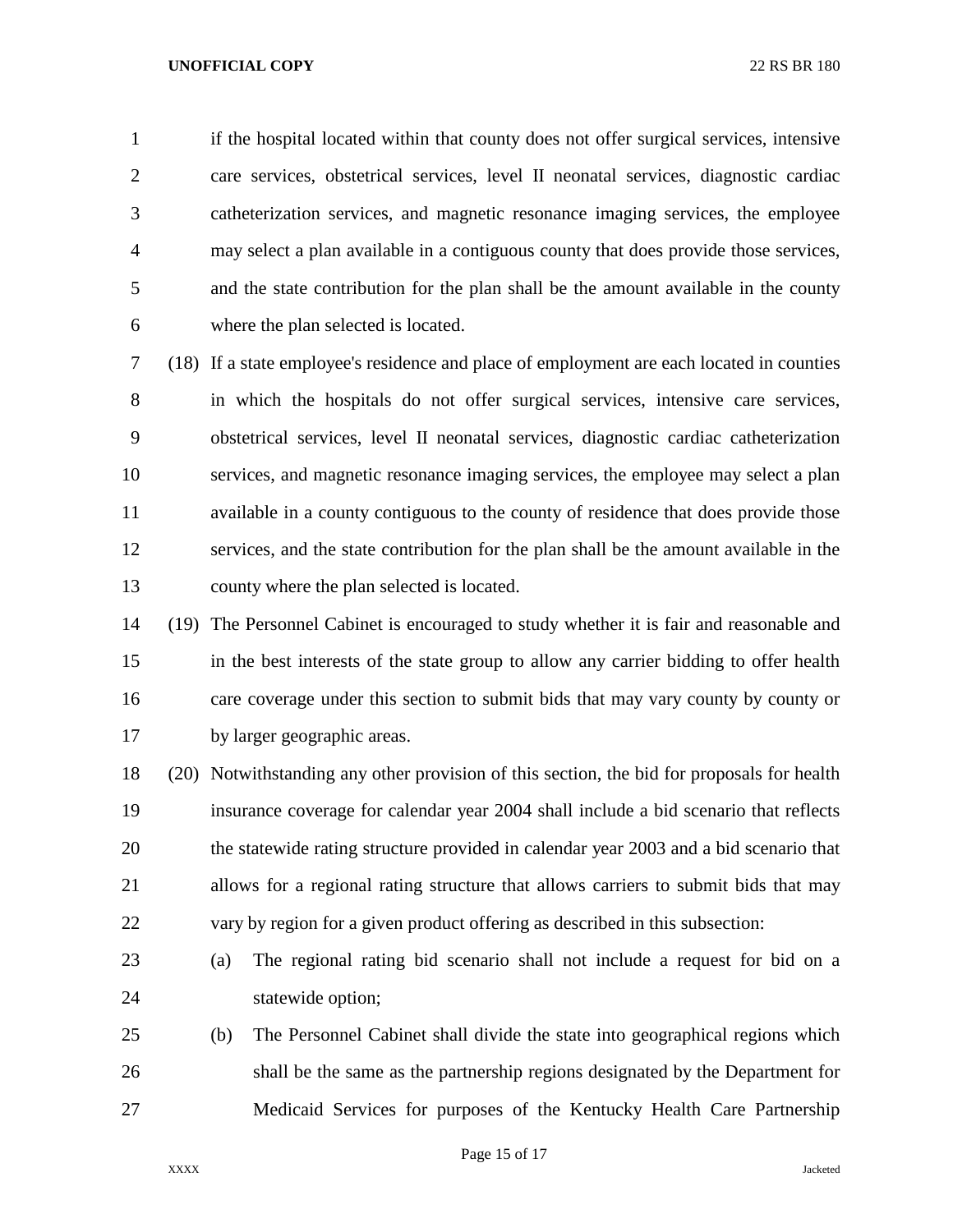if the hospital located within that county does not offer surgical services, intensive care services, obstetrical services, level II neonatal services, diagnostic cardiac catheterization services, and magnetic resonance imaging services, the employee may select a plan available in a contiguous county that does provide those services, and the state contribution for the plan shall be the amount available in the county where the plan selected is located.

(18) If a state employee's residence and place of employment are each located in counties in which the hospitals do not offer surgical services, intensive care services, obstetrical services, level II neonatal services, diagnostic cardiac catheterization services, and magnetic resonance imaging services, the employee may select a plan available in a county contiguous to the county of residence that does provide those services, and the state contribution for the plan shall be the amount available in the county where the plan selected is located.

(19) The Personnel Cabinet is encouraged to study whether it is fair and reasonable and in the best interests of the state group to allow any carrier bidding to offer health care coverage under this section to submit bids that may vary county by county or by larger geographic areas.

(20) Notwithstanding any other provision of this section, the bid for proposals for health insurance coverage for calendar year 2004 shall include a bid scenario that reflects the statewide rating structure provided in calendar year 2003 and a bid scenario that allows for a regional rating structure that allows carriers to submit bids that may vary by region for a given product offering as described in this subsection:

(a) The regional rating bid scenario shall not include a request for bid on a statewide option;

(b) The Personnel Cabinet shall divide the state into geographical regions which shall be the same as the partnership regions designated by the Department for Medicaid Services for purposes of the Kentucky Health Care Partnership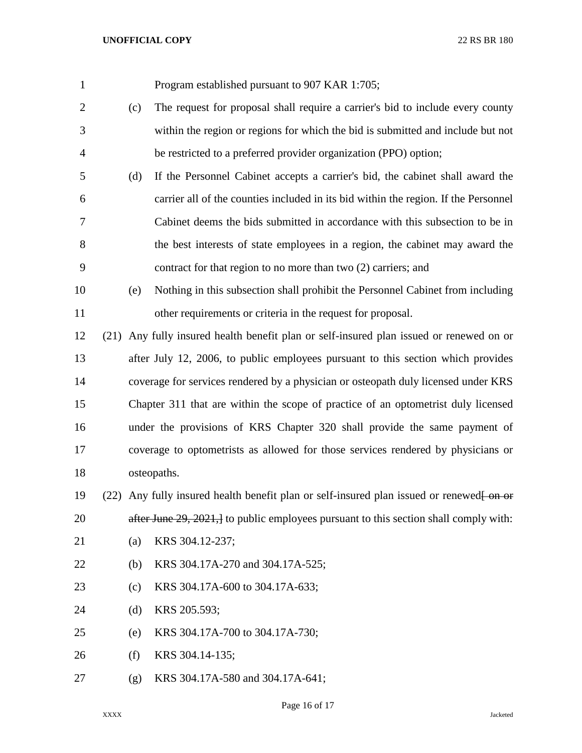Program established pursuant to 907 KAR 1:705;

(c) The request for proposal shall require a carrier's bid to include every county within the region or regions for which the bid is submitted and include but not be restricted to a preferred provider organization (PPO) option;

(d) If the Personnel Cabinet accepts a carrier's bid, the cabinet shall award the carrier all of the counties included in its bid within the region. If the Personnel Cabinet deems the bids submitted in accordance with this subsection to be in the best interests of state employees in a region, the cabinet may award the contract for that region to no more than two (2) carriers; and

(e) Nothing in this subsection shall prohibit the Personnel Cabinet from including other requirements or criteria in the request for proposal.

(21) Any fully insured health benefit plan or self-insured plan issued or renewed on or after July 12, 2006, to public employees pursuant to this section which provides coverage for services rendered by a physician or osteopath duly licensed under KRS Chapter 311 that are within the scope of practice of an optometrist duly licensed under the provisions of KRS Chapter 320 shall provide the same payment of coverage to optometrists as allowed for those services rendered by physicians or osteopaths.

(22) Any fully insured health benefit plan or self-insured plan issued or renewed~~[ on or after June 29, 2021,]~~ to public employees pursuant to this section shall comply with:

(a) KRS 304.12-237;

(b) KRS 304.17A-270 and 304.17A-525;

(c) KRS 304.17A-600 to 304.17A-633;

(d) KRS 205.593;

(e) KRS 304.17A-700 to 304.17A-730;

(f) KRS 304.14-135;

(g) KRS 304.17A-580 and 304.17A-641;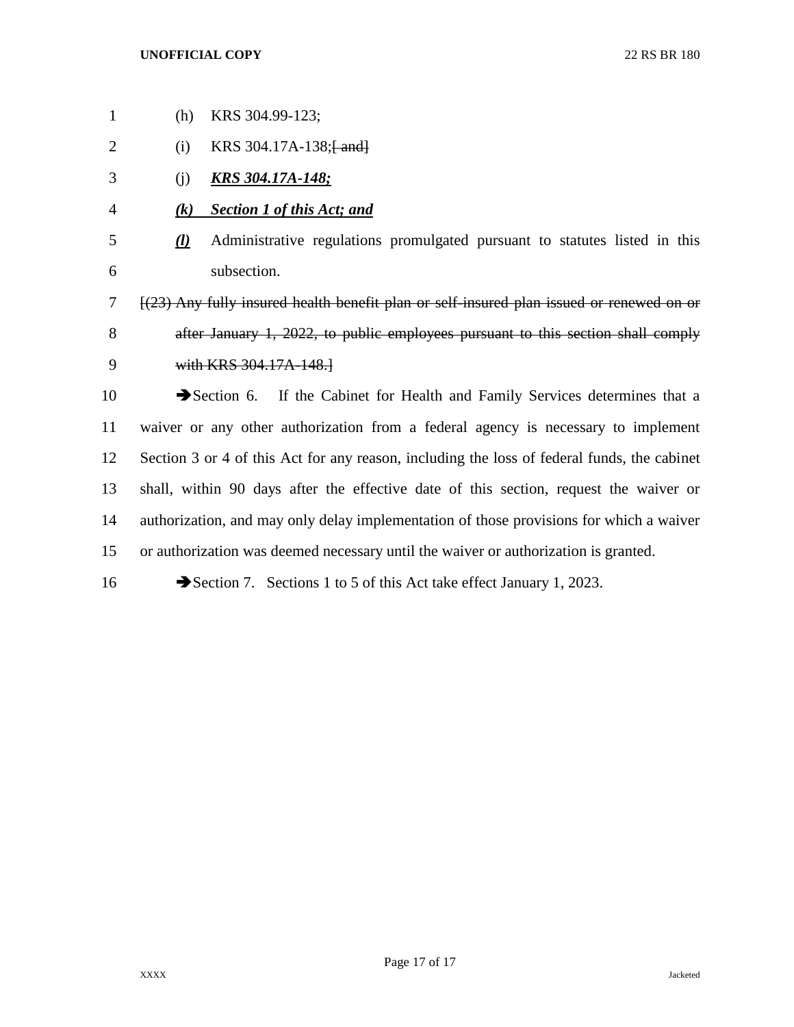(h) KRS 304.99-123;

(i) KRS 304.17A-138;~~[ and]~~

(j) ***KRS 304.17A-148;***

***(k) Section 1 of this Act; and***

***(l)*** Administrative regulations promulgated pursuant to statutes listed in this subsection.

~~[(23) Any fully insured health benefit plan or self-insured plan issued or renewed on or after January 1, 2022, to public employees pursuant to this section shall comply with KRS 304.17A-148.]~~

➔Section 6. If the Cabinet for Health and Family Services determines that a waiver or any other authorization from a federal agency is necessary to implement Section 3 or 4 of this Act for any reason, including the loss of federal funds, the cabinet shall, within 90 days after the effective date of this section, request the waiver or authorization, and may only delay implementation of those provisions for which a waiver or authorization was deemed necessary until the waiver or authorization is granted.

➔Section 7. Sections 1 to 5 of this Act take effect January 1, 2023.